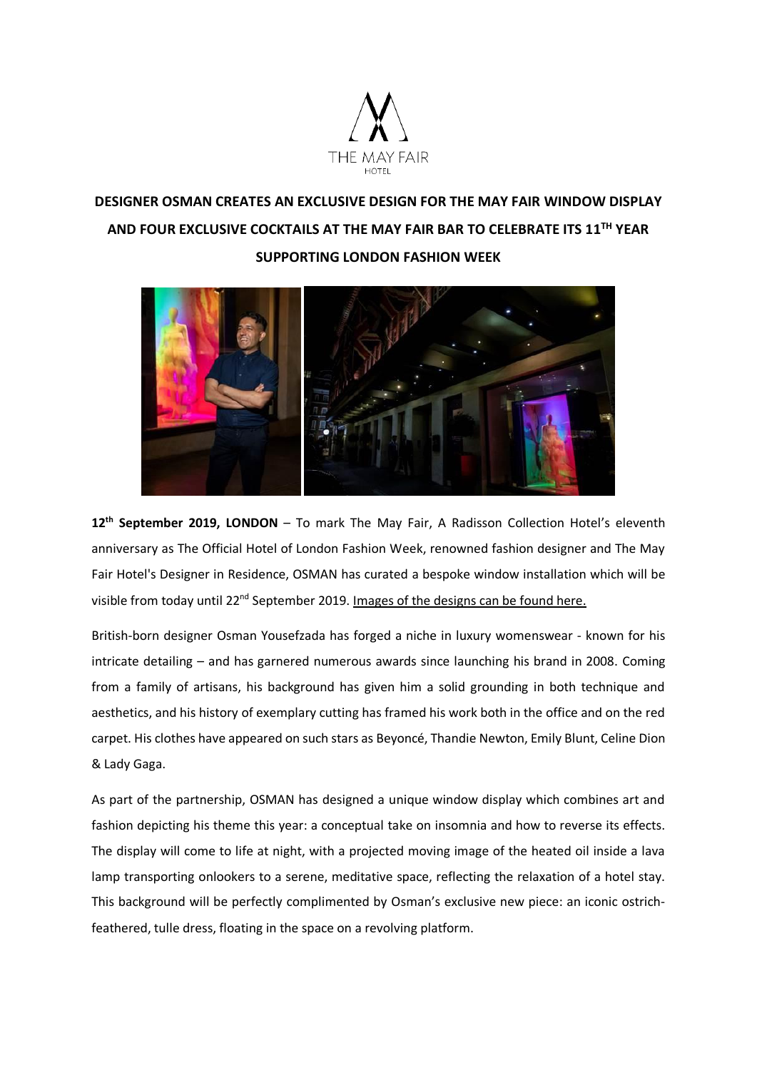# DESIGNER OSMAN CREATES AN EXCLUSIVE DESIGN FOR THE MAY FAIR WINDOW DISPLAY AND FOUR EXCLUSIVE COCKTAILS AT THE MAY FAIR BAR TO CELEBRATE ITS 11TH YEAR SUPPORTING LONDON FASHION WEEK

**12th September 2019, LONDON** – To mark The May Fair, A Radisson Collection Hotel's eleventh anniversary as The Official Hotel of London Fashion Week, renowned fashion designer and The May Fair Hotel's Designer in Residence, OSMAN has curated a bespoke window installation which will be visible from today until 22nd September 2019. Images of the designs can be found here.

British-born designer Osman Yousefzada has forged a niche in luxury womenswear - known for his intricate detailing – and has garnered numerous awards since launching his brand in 2008. Coming from a family of artisans, his background has given him a solid grounding in both technique and aesthetics, and his history of exemplary cutting has framed his work both in the office and on the red carpet. His clothes have appeared on such stars as Beyoncé, Thandie Newton, Emily Blunt, Celine Dion & Lady Gaga.

As part of the partnership, OSMAN has designed a unique window display which combines art and fashion depicting his theme this year: a conceptual take on insomnia and how to reverse its effects. The display will come to life at night, with a projected moving image of the heated oil inside a lava lamp transporting onlookers to a serene, meditative space, reflecting the relaxation of a hotel stay. This background will be perfectly complimented by Osman's exclusive new piece: an iconic ostrich-feathered, tulle dress, floating in the space on a revolving platform.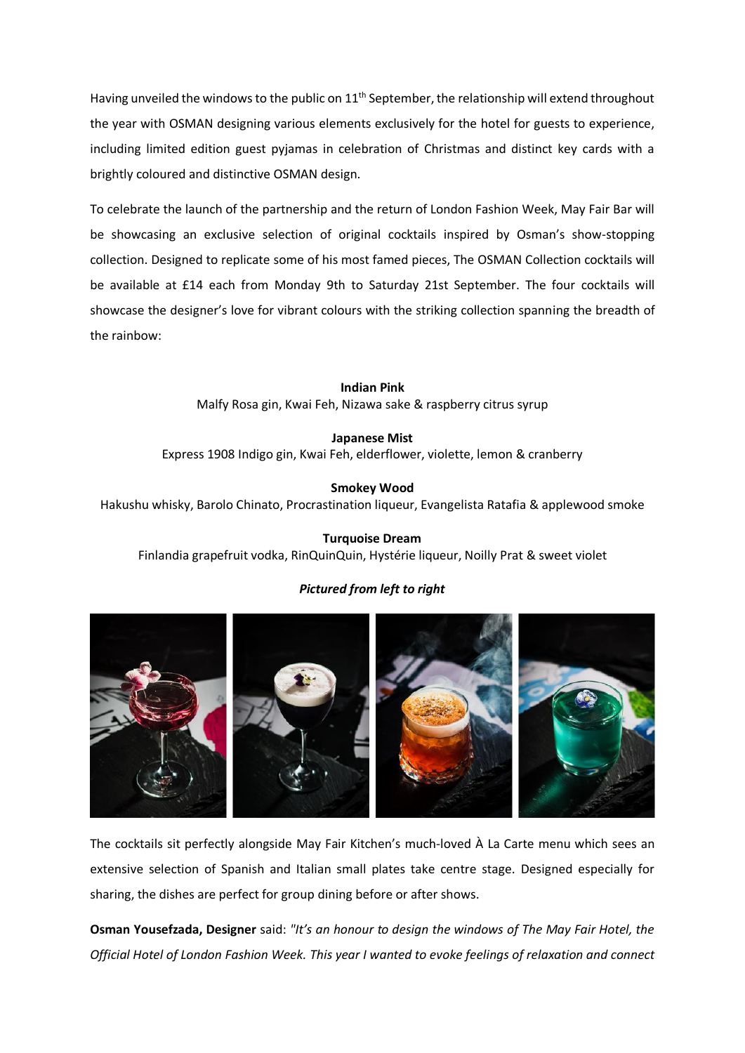Having unveiled the windows to the public on 11th September, the relationship will extend throughout the year with OSMAN designing various elements exclusively for the hotel for guests to experience, including limited edition guest pyjamas in celebration of Christmas and distinct key cards with a brightly coloured and distinctive OSMAN design.

To celebrate the launch of the partnership and the return of London Fashion Week, May Fair Bar will be showcasing an exclusive selection of original cocktails inspired by Osman's show-stopping collection. Designed to replicate some of his most famed pieces, The OSMAN Collection cocktails will be available at £14 each from Monday 9th to Saturday 21st September. The four cocktails will showcase the designer's love for vibrant colours with the striking collection spanning the breadth of the rainbow:

**Indian Pink**
Malfy Rosa gin, Kwai Feh, Nizawa sake & raspberry citrus syrup

**Japanese Mist**
Express 1908 Indigo gin, Kwai Feh, elderflower, violette, lemon & cranberry

**Smokey Wood**
Hakushu whisky, Barolo Chinato, Procrastination liqueur, Evangelista Ratafia & applewood smoke

**Turquoise Dream**
Finlandia grapefruit vodka, RinQuinQuin, Hystérie liqueur, Noilly Prat & sweet violet

***Pictured from left to right***

The cocktails sit perfectly alongside May Fair Kitchen's much-loved À La Carte menu which sees an extensive selection of Spanish and Italian small plates take centre stage. Designed especially for sharing, the dishes are perfect for group dining before or after shows.

**Osman Yousefzada, Designer** said: *"It's an honour to design the windows of The May Fair Hotel, the Official Hotel of London Fashion Week. This year I wanted to evoke feelings of relaxation and connect*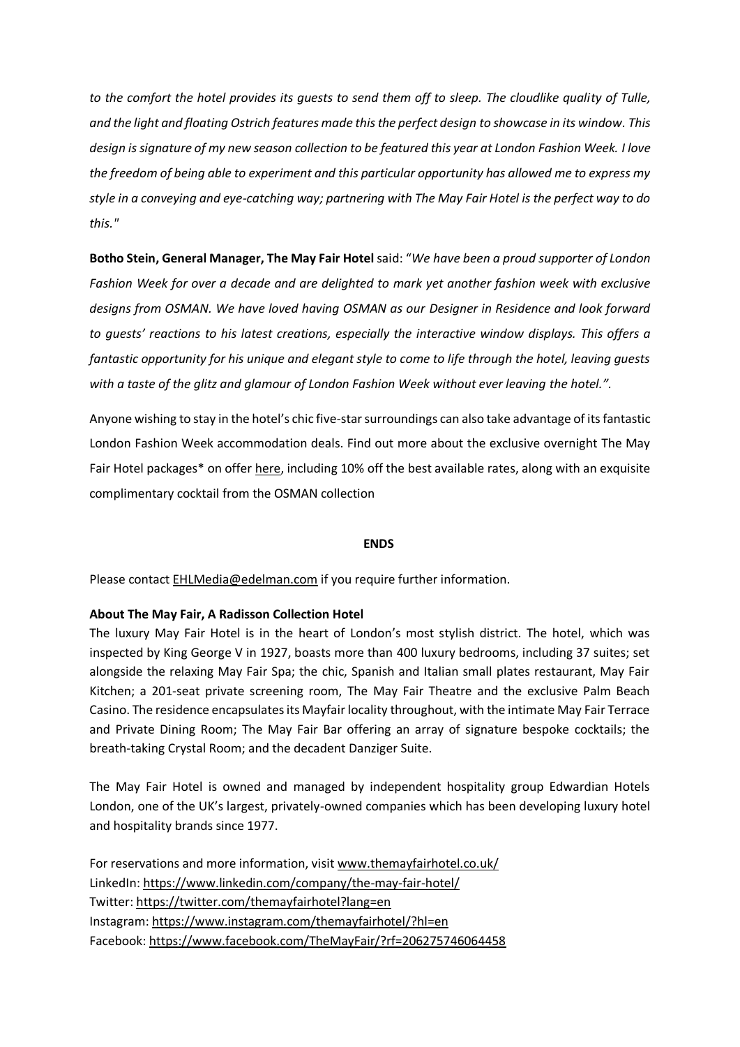*to the comfort the hotel provides its guests to send them off to sleep. The cloudlike quality of Tulle, and the light and floating Ostrich features made this the perfect design to showcase in its window. This design is signature of my new season collection to be featured this year at London Fashion Week. I love the freedom of being able to experiment and this particular opportunity has allowed me to express my style in a conveying and eye-catching way; partnering with The May Fair Hotel is the perfect way to do this."*

**Botho Stein, General Manager, The May Fair Hotel** said: "*We have been a proud supporter of London Fashion Week for over a decade and are delighted to mark yet another fashion week with exclusive designs from OSMAN. We have loved having OSMAN as our Designer in Residence and look forward to guests' reactions to his latest creations, especially the interactive window displays. This offers a fantastic opportunity for his unique and elegant style to come to life through the hotel, leaving guests with a taste of the glitz and glamour of London Fashion Week without ever leaving the hotel.".*

Anyone wishing to stay in the hotel's chic five-star surroundings can also take advantage of its fantastic London Fashion Week accommodation deals. Find out more about the exclusive overnight The May Fair Hotel packages* on offer here, including 10% off the best available rates, along with an exquisite complimentary cocktail from the OSMAN collection

**ENDS**

Please contact EHLMedia@edelman.com if you require further information.

**About The May Fair, A Radisson Collection Hotel**

The luxury May Fair Hotel is in the heart of London's most stylish district. The hotel, which was inspected by King George V in 1927, boasts more than 400 luxury bedrooms, including 37 suites; set alongside the relaxing May Fair Spa; the chic, Spanish and Italian small plates restaurant, May Fair Kitchen; a 201-seat private screening room, The May Fair Theatre and the exclusive Palm Beach Casino. The residence encapsulates its Mayfair locality throughout, with the intimate May Fair Terrace and Private Dining Room; The May Fair Bar offering an array of signature bespoke cocktails; the breath-taking Crystal Room; and the decadent Danziger Suite.

The May Fair Hotel is owned and managed by independent hospitality group Edwardian Hotels London, one of the UK's largest, privately-owned companies which has been developing luxury hotel and hospitality brands since 1977.

For reservations and more information, visit www.themayfairhotel.co.uk/
LinkedIn: https://www.linkedin.com/company/the-may-fair-hotel/
Twitter: https://twitter.com/themayfairhotel?lang=en
Instagram: https://www.instagram.com/themayfairhotel/?hl=en
Facebook: https://www.facebook.com/TheMayFair/?rf=206275746064458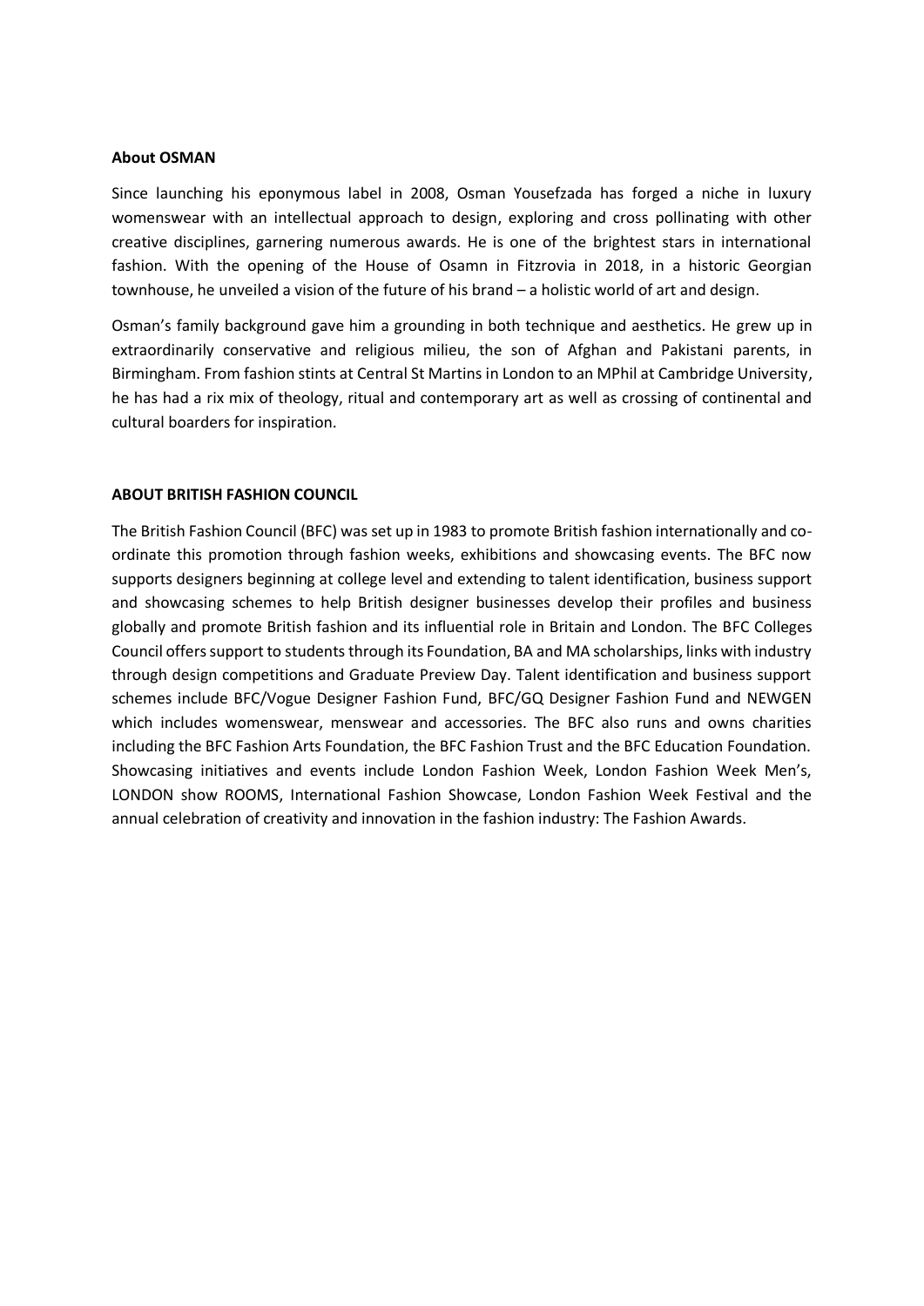**About OSMAN**

Since launching his eponymous label in 2008, Osman Yousefzada has forged a niche in luxury womenswear with an intellectual approach to design, exploring and cross pollinating with other creative disciplines, garnering numerous awards. He is one of the brightest stars in international fashion. With the opening of the House of Osamn in Fitzrovia in 2018, in a historic Georgian townhouse, he unveiled a vision of the future of his brand – a holistic world of art and design.

Osman's family background gave him a grounding in both technique and aesthetics. He grew up in extraordinarily conservative and religious milieu, the son of Afghan and Pakistani parents, in Birmingham. From fashion stints at Central St Martins in London to an MPhil at Cambridge University, he has had a rix mix of theology, ritual and contemporary art as well as crossing of continental and cultural boarders for inspiration.

**ABOUT BRITISH FASHION COUNCIL**

The British Fashion Council (BFC) was set up in 1983 to promote British fashion internationally and co-ordinate this promotion through fashion weeks, exhibitions and showcasing events. The BFC now supports designers beginning at college level and extending to talent identification, business support and showcasing schemes to help British designer businesses develop their profiles and business globally and promote British fashion and its influential role in Britain and London. The BFC Colleges Council offers support to students through its Foundation, BA and MA scholarships, links with industry through design competitions and Graduate Preview Day. Talent identification and business support schemes include BFC/Vogue Designer Fashion Fund, BFC/GQ Designer Fashion Fund and NEWGEN which includes womenswear, menswear and accessories. The BFC also runs and owns charities including the BFC Fashion Arts Foundation, the BFC Fashion Trust and the BFC Education Foundation. Showcasing initiatives and events include London Fashion Week, London Fashion Week Men's, LONDON show ROOMS, International Fashion Showcase, London Fashion Week Festival and the annual celebration of creativity and innovation in the fashion industry: The Fashion Awards.